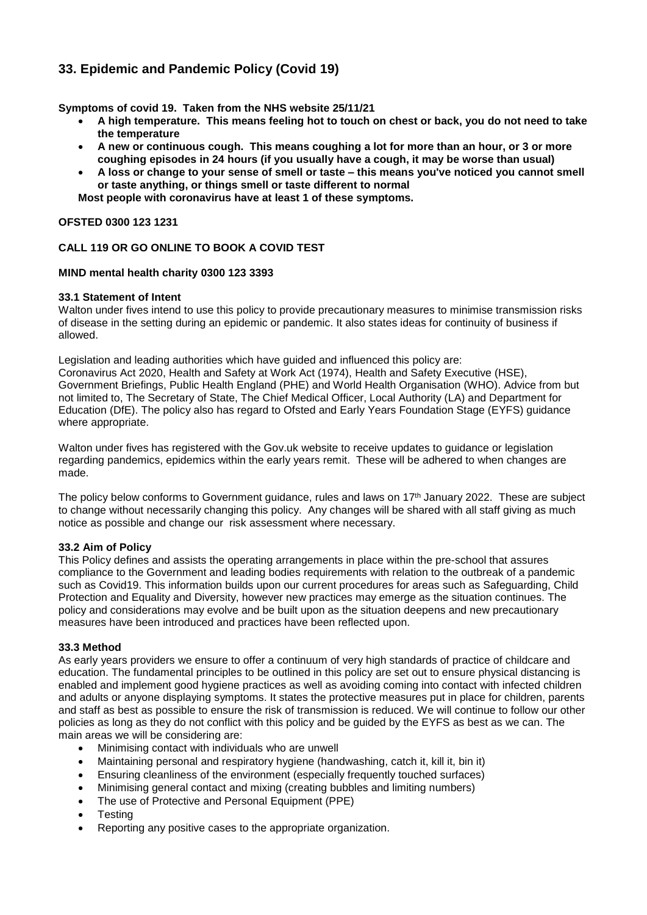# 33. Epidemic and Pandemic Policy (Covid 19)

**Symptoms of covid 19. Taken from the NHS website 25/11/21**

- **A high temperature. This means feeling hot to touch on chest or back, you do not need to take the temperature**
- **A new or continuous cough. This means coughing a lot for more than an hour, or 3 or more coughing episodes in 24 hours (if you usually have a cough, it may be worse than usual)**
- **A loss or change to your sense of smell or taste – this means you've noticed you cannot smell or taste anything, or things smell or taste different to normal**

**Most people with coronavirus have at least 1 of these symptoms.**

**OFSTED 0300 123 1231**

**CALL 119 OR GO ONLINE TO BOOK A COVID TEST**

**MIND mental health charity 0300 123 3393**

### 33.1 Statement of Intent

Walton under fives intend to use this policy to provide precautionary measures to minimise transmission risks of disease in the setting during an epidemic or pandemic. It also states ideas for continuity of business if allowed.

Legislation and leading authorities which have guided and influenced this policy are:
Coronavirus Act 2020, Health and Safety at Work Act (1974), Health and Safety Executive (HSE), Government Briefings, Public Health England (PHE) and World Health Organisation (WHO). Advice from but not limited to, The Secretary of State, The Chief Medical Officer, Local Authority (LA) and Department for Education (DfE). The policy also has regard to Ofsted and Early Years Foundation Stage (EYFS) guidance where appropriate.

Walton under fives has registered with the Gov.uk website to receive updates to guidance or legislation regarding pandemics, epidemics within the early years remit. These will be adhered to when changes are made.

The policy below conforms to Government guidance, rules and laws on 17th January 2022. These are subject to change without necessarily changing this policy. Any changes will be shared with all staff giving as much notice as possible and change our risk assessment where necessary.

### 33.2 Aim of Policy

This Policy defines and assists the operating arrangements in place within the pre-school that assures compliance to the Government and leading bodies requirements with relation to the outbreak of a pandemic such as Covid19. This information builds upon our current procedures for areas such as Safeguarding, Child Protection and Equality and Diversity, however new practices may emerge as the situation continues. The policy and considerations may evolve and be built upon as the situation deepens and new precautionary measures have been introduced and practices have been reflected upon.

### 33.3 Method

As early years providers we ensure to offer a continuum of very high standards of practice of childcare and education. The fundamental principles to be outlined in this policy are set out to ensure physical distancing is enabled and implement good hygiene practices as well as avoiding coming into contact with infected children and adults or anyone displaying symptoms. It states the protective measures put in place for children, parents and staff as best as possible to ensure the risk of transmission is reduced. We will continue to follow our other policies as long as they do not conflict with this policy and be guided by the EYFS as best as we can. The main areas we will be considering are:

- Minimising contact with individuals who are unwell
- Maintaining personal and respiratory hygiene (handwashing, catch it, kill it, bin it)
- Ensuring cleanliness of the environment (especially frequently touched surfaces)
- Minimising general contact and mixing (creating bubbles and limiting numbers)
- The use of Protective and Personal Equipment (PPE)
- Testing
- Reporting any positive cases to the appropriate organization.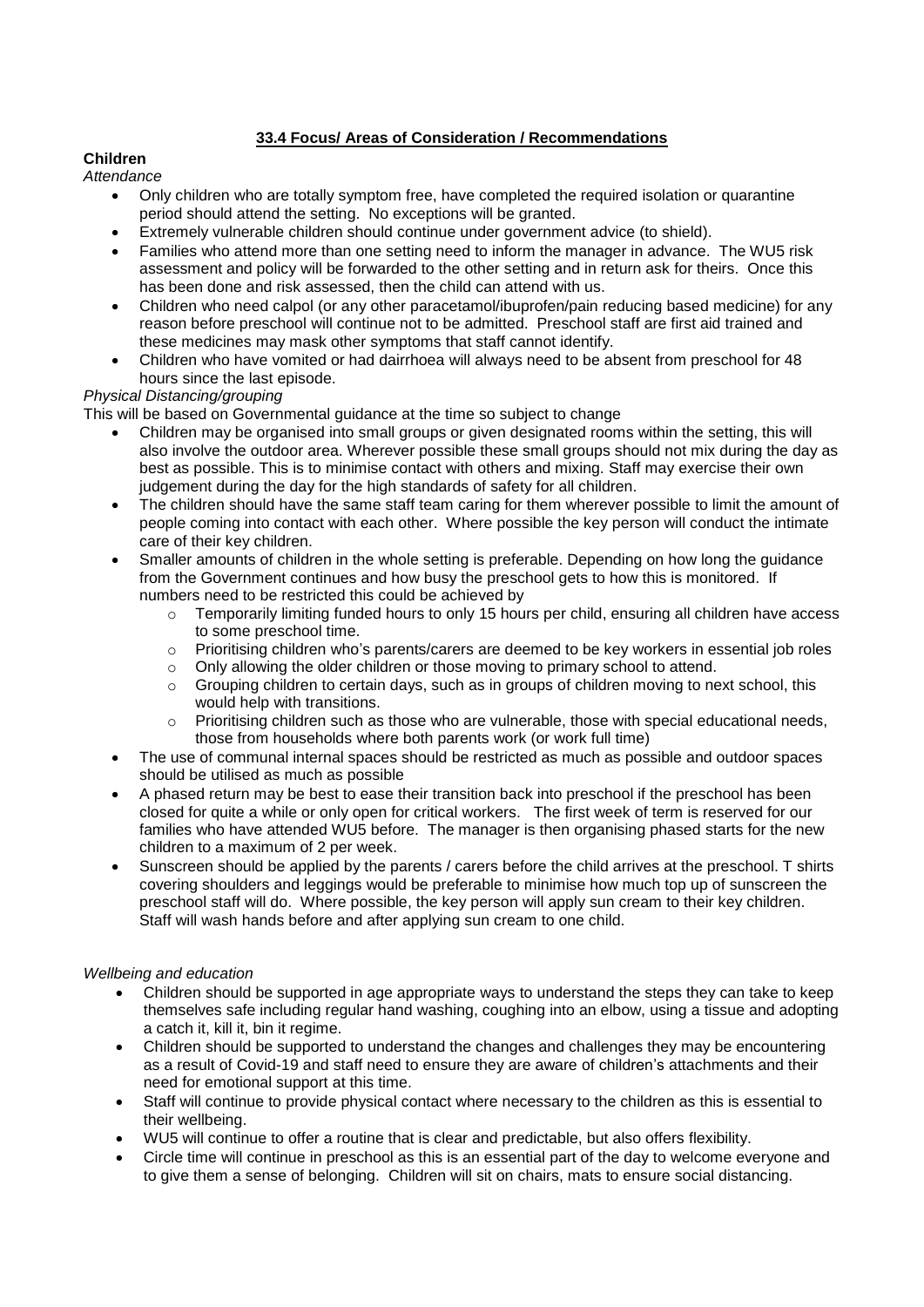## 33.4 Focus/ Areas of Consideration / Recommendations

**Children**

*Attendance*

- Only children who are totally symptom free, have completed the required isolation or quarantine period should attend the setting. No exceptions will be granted.
- Extremely vulnerable children should continue under government advice (to shield).
- Families who attend more than one setting need to inform the manager in advance. The WU5 risk assessment and policy will be forwarded to the other setting and in return ask for theirs. Once this has been done and risk assessed, then the child can attend with us.
- Children who need calpol (or any other paracetamol/ibuprofen/pain reducing based medicine) for any reason before preschool will continue not to be admitted. Preschool staff are first aid trained and these medicines may mask other symptoms that staff cannot identify.
- Children who have vomited or had dairrhoea will always need to be absent from preschool for 48 hours since the last episode.

*Physical Distancing/grouping*

This will be based on Governmental guidance at the time so subject to change

- Children may be organised into small groups or given designated rooms within the setting, this will also involve the outdoor area. Wherever possible these small groups should not mix during the day as best as possible. This is to minimise contact with others and mixing. Staff may exercise their own judgement during the day for the high standards of safety for all children.
- The children should have the same staff team caring for them wherever possible to limit the amount of people coming into contact with each other. Where possible the key person will conduct the intimate care of their key children.
- Smaller amounts of children in the whole setting is preferable. Depending on how long the guidance from the Government continues and how busy the preschool gets to how this is monitored. If numbers need to be restricted this could be achieved by
  - Temporarily limiting funded hours to only 15 hours per child, ensuring all children have access to some preschool time.
  - Prioritising children who's parents/carers are deemed to be key workers in essential job roles
  - Only allowing the older children or those moving to primary school to attend.
  - Grouping children to certain days, such as in groups of children moving to next school, this would help with transitions.
  - Prioritising children such as those who are vulnerable, those with special educational needs, those from households where both parents work (or work full time)
- The use of communal internal spaces should be restricted as much as possible and outdoor spaces should be utilised as much as possible
- A phased return may be best to ease their transition back into preschool if the preschool has been closed for quite a while or only open for critical workers. The first week of term is reserved for our families who have attended WU5 before. The manager is then organising phased starts for the new children to a maximum of 2 per week.
- Sunscreen should be applied by the parents / carers before the child arrives at the preschool. T shirts covering shoulders and leggings would be preferable to minimise how much top up of sunscreen the preschool staff will do. Where possible, the key person will apply sun cream to their key children. Staff will wash hands before and after applying sun cream to one child.

*Wellbeing and education*

- Children should be supported in age appropriate ways to understand the steps they can take to keep themselves safe including regular hand washing, coughing into an elbow, using a tissue and adopting a catch it, kill it, bin it regime.
- Children should be supported to understand the changes and challenges they may be encountering as a result of Covid-19 and staff need to ensure they are aware of children's attachments and their need for emotional support at this time.
- Staff will continue to provide physical contact where necessary to the children as this is essential to their wellbeing.
- WU5 will continue to offer a routine that is clear and predictable, but also offers flexibility.
- Circle time will continue in preschool as this is an essential part of the day to welcome everyone and to give them a sense of belonging. Children will sit on chairs, mats to ensure social distancing.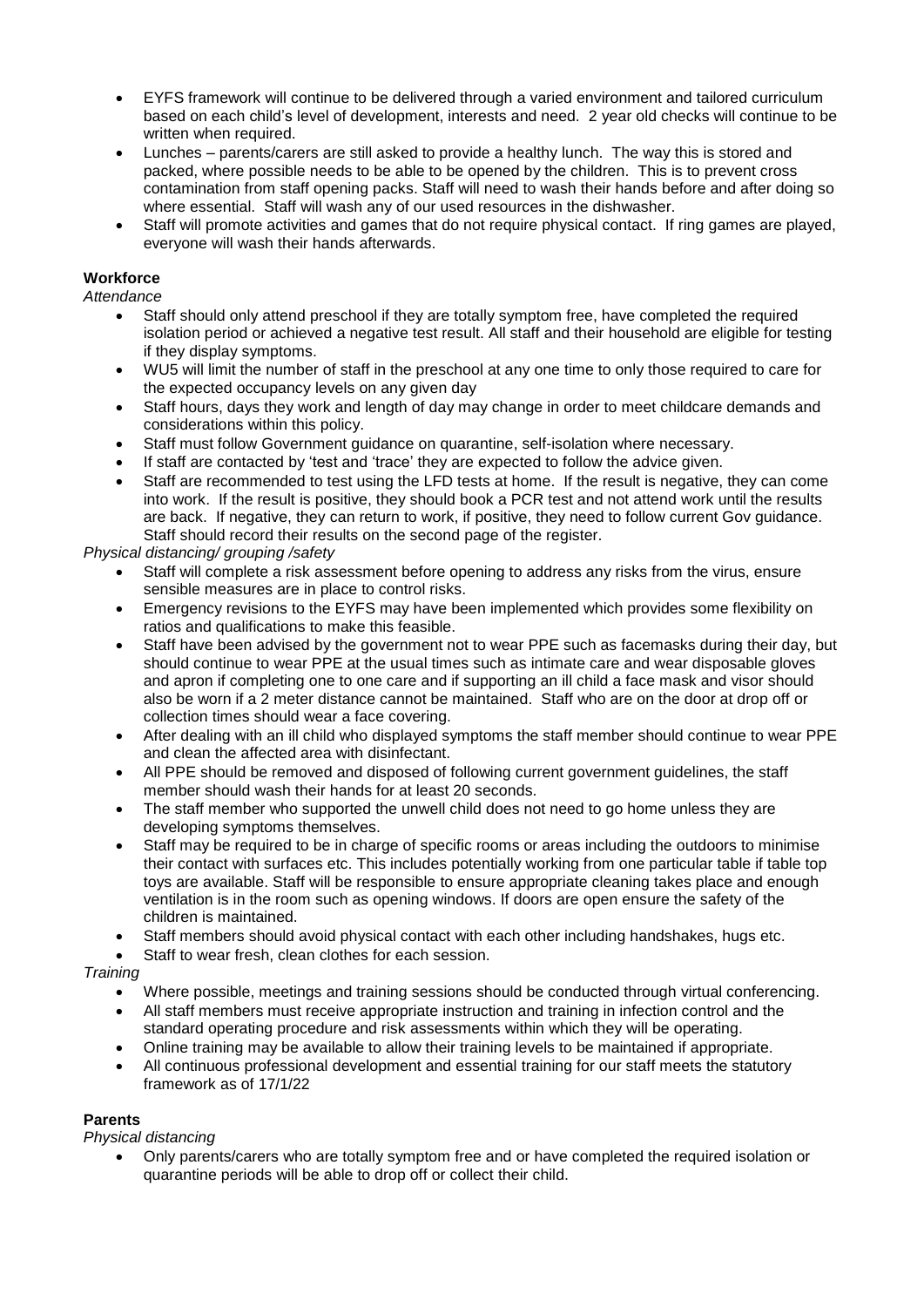- EYFS framework will continue to be delivered through a varied environment and tailored curriculum based on each child's level of development, interests and need. 2 year old checks will continue to be written when required.
- Lunches – parents/carers are still asked to provide a healthy lunch. The way this is stored and packed, where possible needs to be able to be opened by the children. This is to prevent cross contamination from staff opening packs. Staff will need to wash their hands before and after doing so where essential. Staff will wash any of our used resources in the dishwasher.
- Staff will promote activities and games that do not require physical contact. If ring games are played, everyone will wash their hands afterwards.

**Workforce**

*Attendance*

- Staff should only attend preschool if they are totally symptom free, have completed the required isolation period or achieved a negative test result. All staff and their household are eligible for testing if they display symptoms.
- WU5 will limit the number of staff in the preschool at any one time to only those required to care for the expected occupancy levels on any given day
- Staff hours, days they work and length of day may change in order to meet childcare demands and considerations within this policy.
- Staff must follow Government guidance on quarantine, self-isolation where necessary.
- If staff are contacted by 'test and 'trace' they are expected to follow the advice given.
- Staff are recommended to test using the LFD tests at home. If the result is negative, they can come into work. If the result is positive, they should book a PCR test and not attend work until the results are back. If negative, they can return to work, if positive, they need to follow current Gov guidance. Staff should record their results on the second page of the register.

*Physical distancing/ grouping /safety*

- Staff will complete a risk assessment before opening to address any risks from the virus, ensure sensible measures are in place to control risks.
- Emergency revisions to the EYFS may have been implemented which provides some flexibility on ratios and qualifications to make this feasible.
- Staff have been advised by the government not to wear PPE such as facemasks during their day, but should continue to wear PPE at the usual times such as intimate care and wear disposable gloves and apron if completing one to one care and if supporting an ill child a face mask and visor should also be worn if a 2 meter distance cannot be maintained. Staff who are on the door at drop off or collection times should wear a face covering.
- After dealing with an ill child who displayed symptoms the staff member should continue to wear PPE and clean the affected area with disinfectant.
- All PPE should be removed and disposed of following current government guidelines, the staff member should wash their hands for at least 20 seconds.
- The staff member who supported the unwell child does not need to go home unless they are developing symptoms themselves.
- Staff may be required to be in charge of specific rooms or areas including the outdoors to minimise their contact with surfaces etc. This includes potentially working from one particular table if table top toys are available. Staff will be responsible to ensure appropriate cleaning takes place and enough ventilation is in the room such as opening windows. If doors are open ensure the safety of the children is maintained.
- Staff members should avoid physical contact with each other including handshakes, hugs etc.
- Staff to wear fresh, clean clothes for each session.

*Training*

- Where possible, meetings and training sessions should be conducted through virtual conferencing.
- All staff members must receive appropriate instruction and training in infection control and the standard operating procedure and risk assessments within which they will be operating.
- Online training may be available to allow their training levels to be maintained if appropriate.
- All continuous professional development and essential training for our staff meets the statutory framework as of 17/1/22

**Parents**

*Physical distancing*

- Only parents/carers who are totally symptom free and or have completed the required isolation or quarantine periods will be able to drop off or collect their child.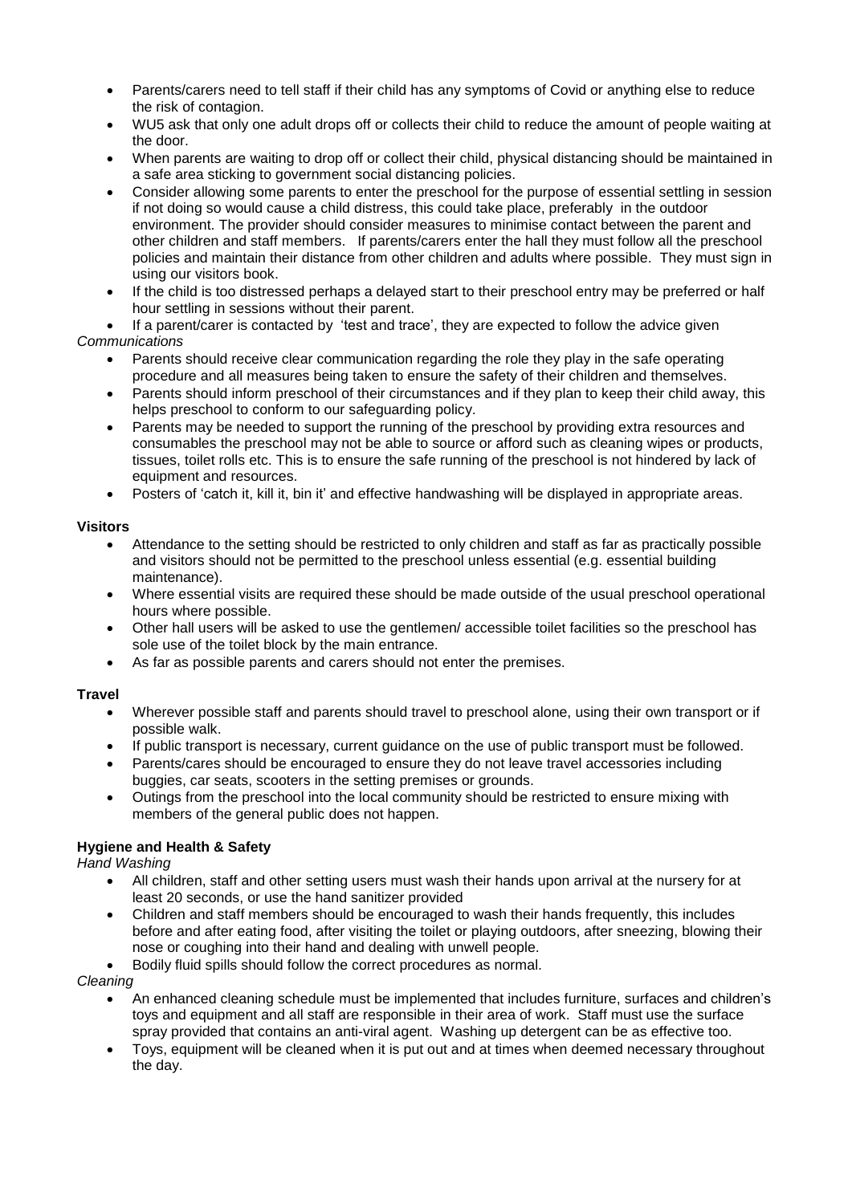- Parents/carers need to tell staff if their child has any symptoms of Covid or anything else to reduce the risk of contagion.
- WU5 ask that only one adult drops off or collects their child to reduce the amount of people waiting at the door.
- When parents are waiting to drop off or collect their child, physical distancing should be maintained in a safe area sticking to government social distancing policies.
- Consider allowing some parents to enter the preschool for the purpose of essential settling in session if not doing so would cause a child distress, this could take place, preferably in the outdoor environment. The provider should consider measures to minimise contact between the parent and other children and staff members. If parents/carers enter the hall they must follow all the preschool policies and maintain their distance from other children and adults where possible. They must sign in using our visitors book.
- If the child is too distressed perhaps a delayed start to their preschool entry may be preferred or half hour settling in sessions without their parent.
- If a parent/carer is contacted by 'test and trace', they are expected to follow the advice given

*Communications*

- Parents should receive clear communication regarding the role they play in the safe operating procedure and all measures being taken to ensure the safety of their children and themselves.
- Parents should inform preschool of their circumstances and if they plan to keep their child away, this helps preschool to conform to our safeguarding policy.
- Parents may be needed to support the running of the preschool by providing extra resources and consumables the preschool may not be able to source or afford such as cleaning wipes or products, tissues, toilet rolls etc. This is to ensure the safe running of the preschool is not hindered by lack of equipment and resources.
- Posters of 'catch it, kill it, bin it' and effective handwashing will be displayed in appropriate areas.

**Visitors**

- Attendance to the setting should be restricted to only children and staff as far as practically possible and visitors should not be permitted to the preschool unless essential (e.g. essential building maintenance).
- Where essential visits are required these should be made outside of the usual preschool operational hours where possible.
- Other hall users will be asked to use the gentlemen/ accessible toilet facilities so the preschool has sole use of the toilet block by the main entrance.
- As far as possible parents and carers should not enter the premises.

**Travel**

- Wherever possible staff and parents should travel to preschool alone, using their own transport or if possible walk.
- If public transport is necessary, current guidance on the use of public transport must be followed.
- Parents/cares should be encouraged to ensure they do not leave travel accessories including buggies, car seats, scooters in the setting premises or grounds.
- Outings from the preschool into the local community should be restricted to ensure mixing with members of the general public does not happen.

**Hygiene and Health & Safety**

*Hand Washing*

- All children, staff and other setting users must wash their hands upon arrival at the nursery for at least 20 seconds, or use the hand sanitizer provided
- Children and staff members should be encouraged to wash their hands frequently, this includes before and after eating food, after visiting the toilet or playing outdoors, after sneezing, blowing their nose or coughing into their hand and dealing with unwell people.
- Bodily fluid spills should follow the correct procedures as normal.

*Cleaning*

- An enhanced cleaning schedule must be implemented that includes furniture, surfaces and children's toys and equipment and all staff are responsible in their area of work. Staff must use the surface spray provided that contains an anti-viral agent. Washing up detergent can be as effective too.
- Toys, equipment will be cleaned when it is put out and at times when deemed necessary throughout the day.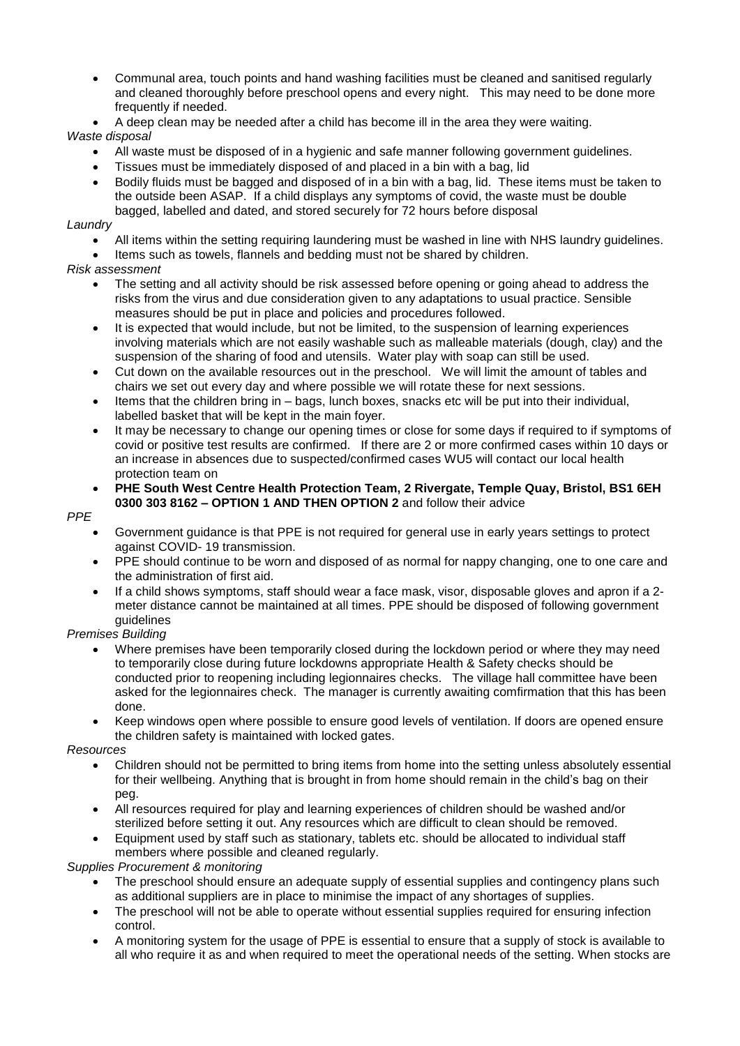- Communal area, touch points and hand washing facilities must be cleaned and sanitised regularly and cleaned thoroughly before preschool opens and every night. This may need to be done more frequently if needed.
- A deep clean may be needed after a child has become ill in the area they were waiting.

*Waste disposal*

- All waste must be disposed of in a hygienic and safe manner following government guidelines.
- Tissues must be immediately disposed of and placed in a bin with a bag, lid
- Bodily fluids must be bagged and disposed of in a bin with a bag, lid. These items must be taken to the outside been ASAP. If a child displays any symptoms of covid, the waste must be double bagged, labelled and dated, and stored securely for 72 hours before disposal

*Laundry*

- All items within the setting requiring laundering must be washed in line with NHS laundry guidelines.
- Items such as towels, flannels and bedding must not be shared by children.

*Risk assessment*

- The setting and all activity should be risk assessed before opening or going ahead to address the risks from the virus and due consideration given to any adaptations to usual practice. Sensible measures should be put in place and policies and procedures followed.
- It is expected that would include, but not be limited, to the suspension of learning experiences involving materials which are not easily washable such as malleable materials (dough, clay) and the suspension of the sharing of food and utensils. Water play with soap can still be used.
- Cut down on the available resources out in the preschool. We will limit the amount of tables and chairs we set out every day and where possible we will rotate these for next sessions.
- Items that the children bring in – bags, lunch boxes, snacks etc will be put into their individual, labelled basket that will be kept in the main foyer.
- It may be necessary to change our opening times or close for some days if required to if symptoms of covid or positive test results are confirmed. If there are 2 or more confirmed cases within 10 days or an increase in absences due to suspected/confirmed cases WU5 will contact our local health protection team on
- **PHE South West Centre Health Protection Team, 2 Rivergate, Temple Quay, Bristol, BS1 6EH 0300 303 8162 – OPTION 1 AND THEN OPTION 2** and follow their advice

*PPE*

- Government guidance is that PPE is not required for general use in early years settings to protect against COVID- 19 transmission.
- PPE should continue to be worn and disposed of as normal for nappy changing, one to one care and the administration of first aid.
- If a child shows symptoms, staff should wear a face mask, visor, disposable gloves and apron if a 2-meter distance cannot be maintained at all times. PPE should be disposed of following government guidelines

*Premises Building*

- Where premises have been temporarily closed during the lockdown period or where they may need to temporarily close during future lockdowns appropriate Health & Safety checks should be conducted prior to reopening including legionnaires checks. The village hall committee have been asked for the legionnaires check. The manager is currently awaiting comfirmation that this has been done.
- Keep windows open where possible to ensure good levels of ventilation. If doors are opened ensure the children safety is maintained with locked gates.

*Resources*

- Children should not be permitted to bring items from home into the setting unless absolutely essential for their wellbeing. Anything that is brought in from home should remain in the child's bag on their peg.
- All resources required for play and learning experiences of children should be washed and/or sterilized before setting it out. Any resources which are difficult to clean should be removed.
- Equipment used by staff such as stationary, tablets etc. should be allocated to individual staff members where possible and cleaned regularly.

*Supplies Procurement & monitoring*

- The preschool should ensure an adequate supply of essential supplies and contingency plans such as additional suppliers are in place to minimise the impact of any shortages of supplies.
- The preschool will not be able to operate without essential supplies required for ensuring infection control.
- A monitoring system for the usage of PPE is essential to ensure that a supply of stock is available to all who require it as and when required to meet the operational needs of the setting. When stocks are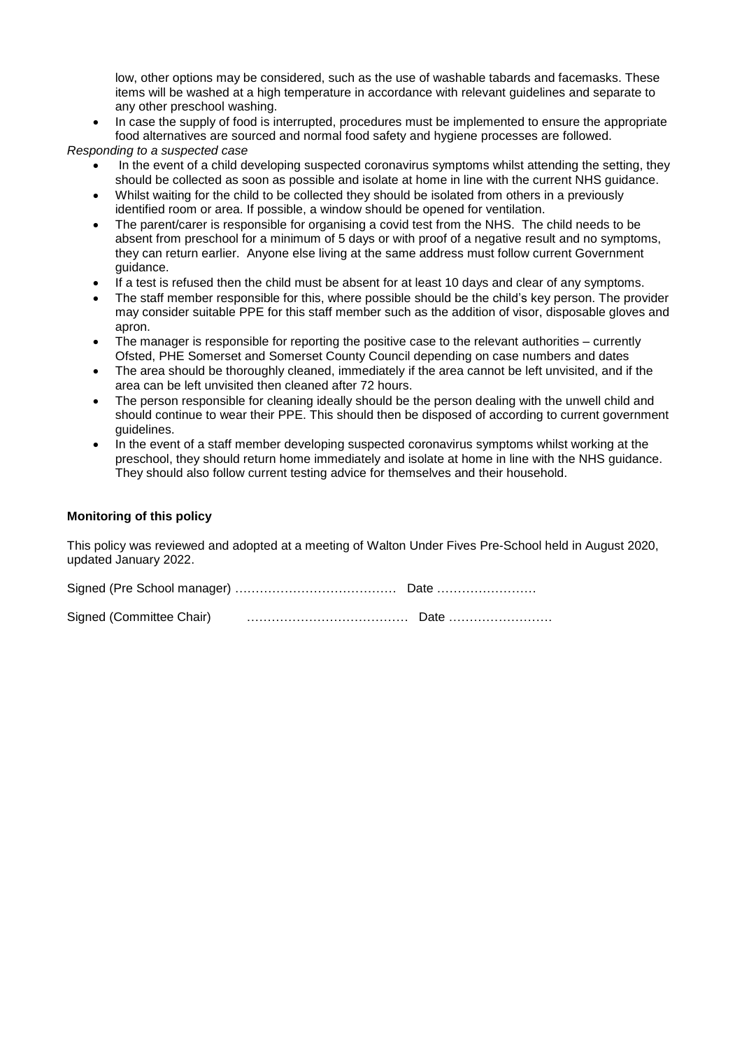low, other options may be considered, such as the use of washable tabards and facemasks. These items will be washed at a high temperature in accordance with relevant guidelines and separate to any other preschool washing.

- In case the supply of food is interrupted, procedures must be implemented to ensure the appropriate food alternatives are sourced and normal food safety and hygiene processes are followed.

*Responding to a suspected case*

- In the event of a child developing suspected coronavirus symptoms whilst attending the setting, they should be collected as soon as possible and isolate at home in line with the current NHS guidance.
- Whilst waiting for the child to be collected they should be isolated from others in a previously identified room or area. If possible, a window should be opened for ventilation.
- The parent/carer is responsible for organising a covid test from the NHS. The child needs to be absent from preschool for a minimum of 5 days or with proof of a negative result and no symptoms, they can return earlier. Anyone else living at the same address must follow current Government guidance.
- If a test is refused then the child must be absent for at least 10 days and clear of any symptoms.
- The staff member responsible for this, where possible should be the child's key person. The provider may consider suitable PPE for this staff member such as the addition of visor, disposable gloves and apron.
- The manager is responsible for reporting the positive case to the relevant authorities – currently Ofsted, PHE Somerset and Somerset County Council depending on case numbers and dates
- The area should be thoroughly cleaned, immediately if the area cannot be left unvisited, and if the area can be left unvisited then cleaned after 72 hours.
- The person responsible for cleaning ideally should be the person dealing with the unwell child and should continue to wear their PPE. This should then be disposed of according to current government guidelines.
- In the event of a staff member developing suspected coronavirus symptoms whilst working at the preschool, they should return home immediately and isolate at home in line with the NHS guidance. They should also follow current testing advice for themselves and their household.

**Monitoring of this policy**

This policy was reviewed and adopted at a meeting of Walton Under Fives Pre-School held in August 2020, updated January 2022.

Signed (Pre School manager) ………………………………… Date ……………………

Signed (Committee Chair) ………………………………… Date ……………………